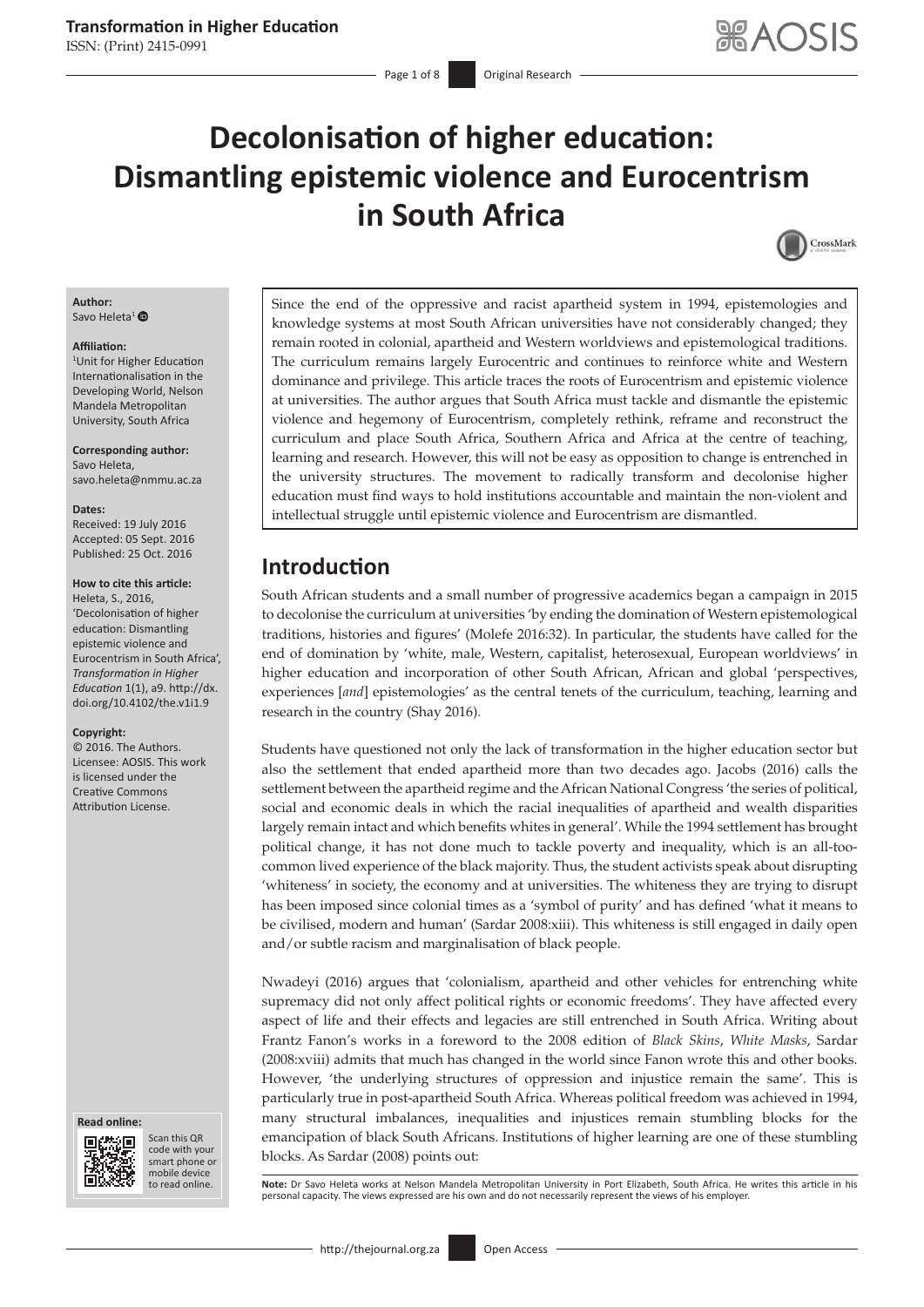# Decolonisation of higher education: Dismantling epistemic violence and Eurocentrism in South Africa

**Author:**
Savo Heleta[1]

**Affiliation:**
[1]Unit for Higher Education Internationalisation in the Developing World, Nelson Mandela Metropolitan University, South Africa

**Corresponding author:**
Savo Heleta,
savo.heleta@nmmu.ac.za

**Dates:**
Received: 19 July 2016
Accepted: 05 Sept. 2016
Published: 25 Oct. 2016

**How to cite this article:**
Heleta, S., 2016, 'Decolonisation of higher education: Dismantling epistemic violence and Eurocentrism in South Africa', *Transformation in Higher Education* 1(1), a9. http://dx.doi.org/10.4102/the.v1i1.9

**Copyright:**
© 2016. The Authors. Licensee: AOSIS. This work is licensed under the Creative Commons Attribution License.

Since the end of the oppressive and racist apartheid system in 1994, epistemologies and knowledge systems at most South African universities have not considerably changed; they remain rooted in colonial, apartheid and Western worldviews and epistemological traditions. The curriculum remains largely Eurocentric and continues to reinforce white and Western dominance and privilege. This article traces the roots of Eurocentrism and epistemic violence at universities. The author argues that South Africa must tackle and dismantle the epistemic violence and hegemony of Eurocentrism, completely rethink, reframe and reconstruct the curriculum and place South Africa, Southern Africa and Africa at the centre of teaching, learning and research. However, this will not be easy as opposition to change is entrenched in the university structures. The movement to radically transform and decolonise higher education must find ways to hold institutions accountable and maintain the non-violent and intellectual struggle until epistemic violence and Eurocentrism are dismantled.

## Introduction

South African students and a small number of progressive academics began a campaign in 2015 to decolonise the curriculum at universities 'by ending the domination of Western epistemological traditions, histories and figures' (Molefe 2016:32). In particular, the students have called for the end of domination by 'white, male, Western, capitalist, heterosexual, European worldviews' in higher education and incorporation of other South African, African and global 'perspectives, experiences [*and*] epistemologies' as the central tenets of the curriculum, teaching, learning and research in the country (Shay 2016).

Students have questioned not only the lack of transformation in the higher education sector but also the settlement that ended apartheid more than two decades ago. Jacobs (2016) calls the settlement between the apartheid regime and the African National Congress 'the series of political, social and economic deals in which the racial inequalities of apartheid and wealth disparities largely remain intact and which benefits whites in general'. While the 1994 settlement has brought political change, it has not done much to tackle poverty and inequality, which is an all-too-common lived experience of the black majority. Thus, the student activists speak about disrupting 'whiteness' in society, the economy and at universities. The whiteness they are trying to disrupt has been imposed since colonial times as a 'symbol of purity' and has defined 'what it means to be civilised, modern and human' (Sardar 2008:xiii). This whiteness is still engaged in daily open and/or subtle racism and marginalisation of black people.

Nwadeyi (2016) argues that 'colonialism, apartheid and other vehicles for entrenching white supremacy did not only affect political rights or economic freedoms'. They have affected every aspect of life and their effects and legacies are still entrenched in South Africa. Writing about Frantz Fanon's works in a foreword to the 2008 edition of *Black Skins*, *White Masks*, Sardar (2008:xviii) admits that much has changed in the world since Fanon wrote this and other books. However, 'the underlying structures of oppression and injustice remain the same'. This is particularly true in post-apartheid South Africa. Whereas political freedom was achieved in 1994, many structural imbalances, inequalities and injustices remain stumbling blocks for the emancipation of black South Africans. Institutions of higher learning are one of these stumbling blocks. As Sardar (2008) points out:

**Note:** Dr Savo Heleta works at Nelson Mandela Metropolitan University in Port Elizabeth, South Africa. He writes this article in his personal capacity. The views expressed are his own and do not necessarily represent the views of his employer.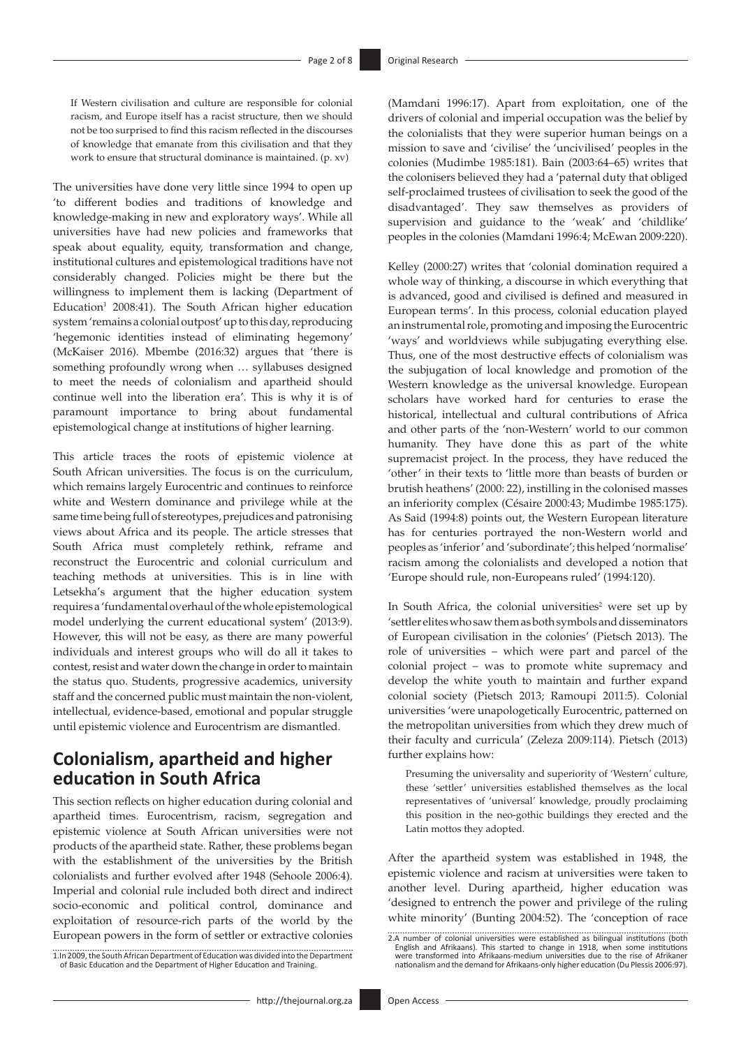> If Western civilisation and culture are responsible for colonial racism, and Europe itself has a racist structure, then we should not be too surprised to find this racism reflected in the discourses of knowledge that emanate from this civilisation and that they work to ensure that structural dominance is maintained. (p. xv)

The universities have done very little since 1994 to open up 'to different bodies and traditions of knowledge and knowledge-making in new and exploratory ways'. While all universities have had new policies and frameworks that speak about equality, equity, transformation and change, institutional cultures and epistemological traditions have not considerably changed. Policies might be there but the willingness to implement them is lacking (Department of Education[1] 2008:41). The South African higher education system 'remains a colonial outpost' up to this day, reproducing 'hegemonic identities instead of eliminating hegemony' (McKaiser 2016). Mbembe (2016:32) argues that 'there is something profoundly wrong when … syllabuses designed to meet the needs of colonialism and apartheid should continue well into the liberation era'. This is why it is of paramount importance to bring about fundamental epistemological change at institutions of higher learning.

This article traces the roots of epistemic violence at South African universities. The focus is on the curriculum, which remains largely Eurocentric and continues to reinforce white and Western dominance and privilege while at the same time being full of stereotypes, prejudices and patronising views about Africa and its people. The article stresses that South Africa must completely rethink, reframe and reconstruct the Eurocentric and colonial curriculum and teaching methods at universities. This is in line with Letsekha's argument that the higher education system requires a 'fundamental overhaul of the whole epistemological model underlying the current educational system' (2013:9). However, this will not be easy, as there are many powerful individuals and interest groups who will do all it takes to contest, resist and water down the change in order to maintain the status quo. Students, progressive academics, university staff and the concerned public must maintain the non-violent, intellectual, evidence-based, emotional and popular struggle until epistemic violence and Eurocentrism are dismantled.

## Colonialism, apartheid and higher education in South Africa

This section reflects on higher education during colonial and apartheid times. Eurocentrism, racism, segregation and epistemic violence at South African universities were not products of the apartheid state. Rather, these problems began with the establishment of the universities by the British colonialists and further evolved after 1948 (Sehoole 2006:4). Imperial and colonial rule included both direct and indirect socio-economic and political control, dominance and exploitation of resource-rich parts of the world by the European powers in the form of settler or extractive colonies (Mamdani 1996:17). Apart from exploitation, one of the drivers of colonial and imperial occupation was the belief by the colonialists that they were superior human beings on a mission to save and 'civilise' the 'uncivilised' peoples in the colonies (Mudimbe 1985:181). Bain (2003:64–65) writes that the colonisers believed they had a 'paternal duty that obliged self-proclaimed trustees of civilisation to seek the good of the disadvantaged'. They saw themselves as providers of supervision and guidance to the 'weak' and 'childlike' peoples in the colonies (Mamdani 1996:4; McEwan 2009:220).

Kelley (2000:27) writes that 'colonial domination required a whole way of thinking, a discourse in which everything that is advanced, good and civilised is defined and measured in European terms'. In this process, colonial education played an instrumental role, promoting and imposing the Eurocentric 'ways' and worldviews while subjugating everything else. Thus, one of the most destructive effects of colonialism was the subjugation of local knowledge and promotion of the Western knowledge as the universal knowledge. European scholars have worked hard for centuries to erase the historical, intellectual and cultural contributions of Africa and other parts of the 'non-Western' world to our common humanity. They have done this as part of the white supremacist project. In the process, they have reduced the 'other' in their texts to 'little more than beasts of burden or brutish heathens' (2000: 22), instilling in the colonised masses an inferiority complex (Césaire 2000:43; Mudimbe 1985:175). As Said (1994:8) points out, the Western European literature has for centuries portrayed the non-Western world and peoples as 'inferior' and 'subordinate'; this helped 'normalise' racism among the colonialists and developed a notion that 'Europe should rule, non-Europeans ruled' (1994:120).

In South Africa, the colonial universities[2] were set up by 'settler elites who saw them as both symbols and disseminators of European civilisation in the colonies' (Pietsch 2013). The role of universities – which were part and parcel of the colonial project – was to promote white supremacy and develop the white youth to maintain and further expand colonial society (Pietsch 2013; Ramoupi 2011:5). Colonial universities 'were unapologetically Eurocentric, patterned on the metropolitan universities from which they drew much of their faculty and curricula' (Zeleza 2009:114). Pietsch (2013) further explains how:

> Presuming the universality and superiority of 'Western' culture, these 'settler' universities established themselves as the local representatives of 'universal' knowledge, proudly proclaiming this position in the neo-gothic buildings they erected and the Latin mottos they adopted.

After the apartheid system was established in 1948, the epistemic violence and racism at universities were taken to another level. During apartheid, higher education was 'designed to entrench the power and privilege of the ruling white minority' (Bunting 2004:52). The 'conception of race

1. In 2009, the South African Department of Education was divided into the Department of Basic Education and the Department of Higher Education and Training.

2. A number of colonial universities were established as bilingual institutions (both English and Afrikaans). This started to change in 1918, when some institutions were transformed into Afrikaans-medium universities due to the rise of Afrikaner nationalism and the demand for Afrikaans-only higher education (Du Plessis 2006:97).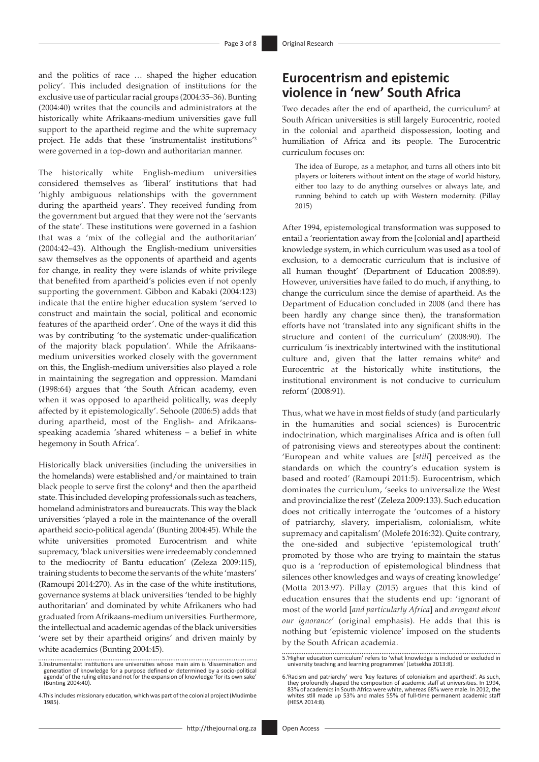and the politics of race … shaped the higher education policy'. This included designation of institutions for the exclusive use of particular racial groups (2004:35–36). Bunting (2004:40) writes that the councils and administrators at the historically white Afrikaans-medium universities gave full support to the apartheid regime and the white supremacy project. He adds that these 'instrumentalist institutions'[3] were governed in a top-down and authoritarian manner.

The historically white English-medium universities considered themselves as 'liberal' institutions that had 'highly ambiguous relationships with the government during the apartheid years'. They received funding from the government but argued that they were not the 'servants of the state'. These institutions were governed in a fashion that was a 'mix of the collegial and the authoritarian' (2004:42–43). Although the English-medium universities saw themselves as the opponents of apartheid and agents for change, in reality they were islands of white privilege that benefited from apartheid's policies even if not openly supporting the government. Gibbon and Kabaki (2004:123) indicate that the entire higher education system 'served to construct and maintain the social, political and economic features of the apartheid order'. One of the ways it did this was by contributing 'to the systematic under-qualification of the majority black population'. While the Afrikaans-medium universities worked closely with the government on this, the English-medium universities also played a role in maintaining the segregation and oppression. Mamdani (1998:64) argues that 'the South African academy, even when it was opposed to apartheid politically, was deeply affected by it epistemologically'. Sehoole (2006:5) adds that during apartheid, most of the English- and Afrikaans-speaking academia 'shared whiteness – a belief in white hegemony in South Africa'.

Historically black universities (including the universities in the homelands) were established and/or maintained to train black people to serve first the colony[4] and then the apartheid state. This included developing professionals such as teachers, homeland administrators and bureaucrats. This way the black universities 'played a role in the maintenance of the overall apartheid socio-political agenda' (Bunting 2004:45). While the white universities promoted Eurocentrism and white supremacy, 'black universities were irredeemably condemned to the mediocrity of Bantu education' (Zeleza 2009:115), training students to become the servants of the white 'masters' (Ramoupi 2014:270). As in the case of the white institutions, governance systems at black universities 'tended to be highly authoritarian' and dominated by white Afrikaners who had graduated from Afrikaans-medium universities. Furthermore, the intellectual and academic agendas of the black universities 'were set by their apartheid origins' and driven mainly by white academics (Bunting 2004:45).

3. Instrumentalist institutions are universities whose main aim is 'dissemination and generation of knowledge for a purpose defined or determined by a socio-political agenda' of the ruling elites and not for the expansion of knowledge 'for its own sake' (Bunting 2004:40).

4. This includes missionary education, which was part of the colonial project (Mudimbe 1985).

## Eurocentrism and epistemic violence in 'new' South Africa

Two decades after the end of apartheid, the curriculum[5] at South African universities is still largely Eurocentric, rooted in the colonial and apartheid dispossession, looting and humiliation of Africa and its people. The Eurocentric curriculum focuses on:

> The idea of Europe, as a metaphor, and turns all others into bit players or loiterers without intent on the stage of world history, either too lazy to do anything ourselves or always late, and running behind to catch up with Western modernity. (Pillay 2015)

After 1994, epistemological transformation was supposed to entail a 'reorientation away from the [colonial and] apartheid knowledge system, in which curriculum was used as a tool of exclusion, to a democratic curriculum that is inclusive of all human thought' (Department of Education 2008:89). However, universities have failed to do much, if anything, to change the curriculum since the demise of apartheid. As the Department of Education concluded in 2008 (and there has been hardly any change since then), the transformation efforts have not 'translated into any significant shifts in the structure and content of the curriculum' (2008:90). The curriculum 'is inextricably intertwined with the institutional culture and, given that the latter remains white[6] and Eurocentric at the historically white institutions, the institutional environment is not conducive to curriculum reform' (2008:91).

Thus, what we have in most fields of study (and particularly in the humanities and social sciences) is Eurocentric indoctrination, which marginalises Africa and is often full of patronising views and stereotypes about the continent: 'European and white values are [*still*] perceived as the standards on which the country's education system is based and rooted' (Ramoupi 2011:5). Eurocentrism, which dominates the curriculum, 'seeks to universalize the West and provincialize the rest' (Zeleza 2009:133). Such education does not critically interrogate the 'outcomes of a history of patriarchy, slavery, imperialism, colonialism, white supremacy and capitalism' (Molefe 2016:32). Quite contrary, the one-sided and subjective 'epistemological truth' promoted by those who are trying to maintain the status quo is a 'reproduction of epistemological blindness that silences other knowledges and ways of creating knowledge' (Motta 2013:97). Pillay (2015) argues that this kind of education ensures that the students end up: 'ignorant of most of the world [*and particularly Africa*] and *arrogant about our ignorance*' (original emphasis). He adds that this is nothing but 'epistemic violence' imposed on the students by the South African academia.

5. 'Higher education curriculum' refers to 'what knowledge is included or excluded in university teaching and learning programmes' (Letsekha 2013:8).

6. 'Racism and patriarchy' were 'key features of colonialism and apartheid'. As such, they profoundly shaped the composition of academic staff at universities. In 1994, 83% of academics in South Africa were white, whereas 68% were male. In 2012, the whites still made up 53% and males 55% of full-time permanent academic staff (HESA 2014:8).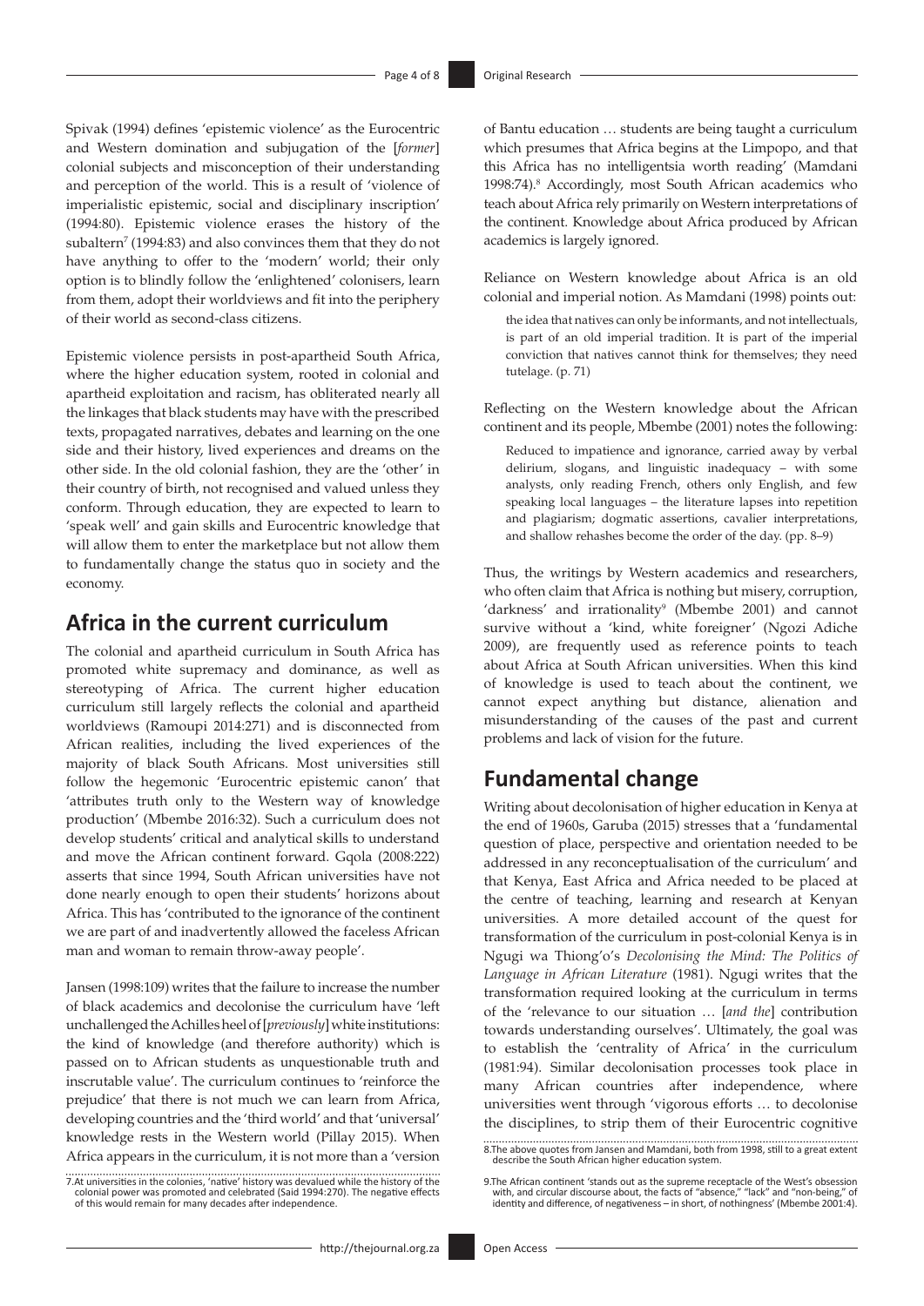Spivak (1994) defines 'epistemic violence' as the Eurocentric and Western domination and subjugation of the [*former*] colonial subjects and misconception of their understanding and perception of the world. This is a result of 'violence of imperialistic epistemic, social and disciplinary inscription' (1994:80). Epistemic violence erases the history of the subaltern[7] (1994:83) and also convinces them that they do not have anything to offer to the 'modern' world; their only option is to blindly follow the 'enlightened' colonisers, learn from them, adopt their worldviews and fit into the periphery of their world as second-class citizens.

Epistemic violence persists in post-apartheid South Africa, where the higher education system, rooted in colonial and apartheid exploitation and racism, has obliterated nearly all the linkages that black students may have with the prescribed texts, propagated narratives, debates and learning on the one side and their history, lived experiences and dreams on the other side. In the old colonial fashion, they are the 'other' in their country of birth, not recognised and valued unless they conform. Through education, they are expected to learn to 'speak well' and gain skills and Eurocentric knowledge that will allow them to enter the marketplace but not allow them to fundamentally change the status quo in society and the economy.

## Africa in the current curriculum

The colonial and apartheid curriculum in South Africa has promoted white supremacy and dominance, as well as stereotyping of Africa. The current higher education curriculum still largely reflects the colonial and apartheid worldviews (Ramoupi 2014:271) and is disconnected from African realities, including the lived experiences of the majority of black South Africans. Most universities still follow the hegemonic 'Eurocentric epistemic canon' that 'attributes truth only to the Western way of knowledge production' (Mbembe 2016:32). Such a curriculum does not develop students' critical and analytical skills to understand and move the African continent forward. Gqola (2008:222) asserts that since 1994, South African universities have not done nearly enough to open their students' horizons about Africa. This has 'contributed to the ignorance of the continent we are part of and inadvertently allowed the faceless African man and woman to remain throw-away people'.

Jansen (1998:109) writes that the failure to increase the number of black academics and decolonise the curriculum have 'left unchallenged the Achilles heel of [*previously*] white institutions: the kind of knowledge (and therefore authority) which is passed on to African students as unquestionable truth and inscrutable value'. The curriculum continues to 'reinforce the prejudice' that there is not much we can learn from Africa, developing countries and the 'third world' and that 'universal' knowledge rests in the Western world (Pillay 2015). When Africa appears in the curriculum, it is not more than a 'version of Bantu education … students are being taught a curriculum which presumes that Africa begins at the Limpopo, and that this Africa has no intelligentsia worth reading' (Mamdani 1998:74).[8] Accordingly, most South African academics who teach about Africa rely primarily on Western interpretations of the continent. Knowledge about Africa produced by African academics is largely ignored.

Reliance on Western knowledge about Africa is an old colonial and imperial notion. As Mamdani (1998) points out:

> the idea that natives can only be informants, and not intellectuals, is part of an old imperial tradition. It is part of the imperial conviction that natives cannot think for themselves; they need tutelage. (p. 71)

Reflecting on the Western knowledge about the African continent and its people, Mbembe (2001) notes the following:

> Reduced to impatience and ignorance, carried away by verbal delirium, slogans, and linguistic inadequacy – with some analysts, only reading French, others only English, and few speaking local languages – the literature lapses into repetition and plagiarism; dogmatic assertions, cavalier interpretations, and shallow rehashes become the order of the day. (pp. 8–9)

Thus, the writings by Western academics and researchers, who often claim that Africa is nothing but misery, corruption, 'darkness' and irrationality[9] (Mbembe 2001) and cannot survive without a 'kind, white foreigner' (Ngozi Adiche 2009), are frequently used as reference points to teach about Africa at South African universities. When this kind of knowledge is used to teach about the continent, we cannot expect anything but distance, alienation and misunderstanding of the causes of the past and current problems and lack of vision for the future.

## Fundamental change

Writing about decolonisation of higher education in Kenya at the end of 1960s, Garuba (2015) stresses that a 'fundamental question of place, perspective and orientation needed to be addressed in any reconceptualisation of the curriculum' and that Kenya, East Africa and Africa needed to be placed at the centre of teaching, learning and research at Kenyan universities. A more detailed account of the quest for transformation of the curriculum in post-colonial Kenya is in Ngugi wa Thiong'o's *Decolonising the Mind: The Politics of Language in African Literature* (1981). Ngugi writes that the transformation required looking at the curriculum in terms of the 'relevance to our situation … [*and the*] contribution towards understanding ourselves'. Ultimately, the goal was to establish the 'centrality of Africa' in the curriculum (1981:94). Similar decolonisation processes took place in many African countries after independence, where universities went through 'vigorous efforts … to decolonise the disciplines, to strip them of their Eurocentric cognitive

7. At universities in the colonies, 'native' history was devalued while the history of the colonial power was promoted and celebrated (Said 1994:270). The negative effects of this would remain for many decades after independence.

8. The above quotes from Jansen and Mamdani, both from 1998, still to a great extent describe the South African higher education system.

9. The African continent 'stands out as the supreme receptacle of the West's obsession with, and circular discourse about, the facts of "absence," "lack" and "non-being," of identity and difference, of negativeness – in short, of nothingness' (Mbembe 2001:4).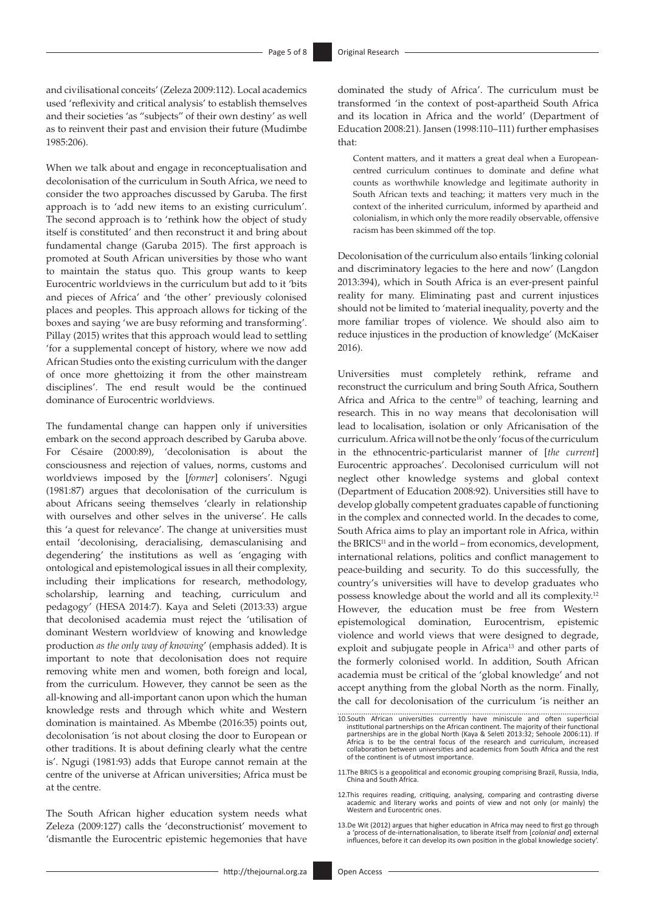and civilisational conceits' (Zeleza 2009:112). Local academics used 'reflexivity and critical analysis' to establish themselves and their societies 'as "subjects" of their own destiny' as well as to reinvent their past and envision their future (Mudimbe 1985:206).

When we talk about and engage in reconceptualisation and decolonisation of the curriculum in South Africa, we need to consider the two approaches discussed by Garuba. The first approach is to 'add new items to an existing curriculum'. The second approach is to 'rethink how the object of study itself is constituted' and then reconstruct it and bring about fundamental change (Garuba 2015). The first approach is promoted at South African universities by those who want to maintain the status quo. This group wants to keep Eurocentric worldviews in the curriculum but add to it 'bits and pieces of Africa' and 'the other' previously colonised places and peoples. This approach allows for ticking of the boxes and saying 'we are busy reforming and transforming'. Pillay (2015) writes that this approach would lead to settling 'for a supplemental concept of history, where we now add African Studies onto the existing curriculum with the danger of once more ghettoizing it from the other mainstream disciplines'. The end result would be the continued dominance of Eurocentric worldviews.

The fundamental change can happen only if universities embark on the second approach described by Garuba above. For Césaire (2000:89), 'decolonisation is about the consciousness and rejection of values, norms, customs and worldviews imposed by the [*former*] colonisers'. Ngugi (1981:87) argues that decolonisation of the curriculum is about Africans seeing themselves 'clearly in relationship with ourselves and other selves in the universe'. He calls this 'a quest for relevance'. The change at universities must entail 'decolonising, deracialising, demasculanising and degendering' the institutions as well as 'engaging with ontological and epistemological issues in all their complexity, including their implications for research, methodology, scholarship, learning and teaching, curriculum and pedagogy' (HESA 2014:7). Kaya and Seleti (2013:33) argue that decolonised academia must reject the 'utilisation of dominant Western worldview of knowing and knowledge production *as the only way of knowing*' (emphasis added). It is important to note that decolonisation does not require removing white men and women, both foreign and local, from the curriculum. However, they cannot be seen as the all-knowing and all-important canon upon which the human knowledge rests and through which white and Western domination is maintained. As Mbembe (2016:35) points out, decolonisation 'is not about closing the door to European or other traditions. It is about defining clearly what the centre is'. Ngugi (1981:93) adds that Europe cannot remain at the centre of the universe at African universities; Africa must be at the centre.

The South African higher education system needs what Zeleza (2009:127) calls the 'deconstructionist' movement to 'dismantle the Eurocentric epistemic hegemonies that have dominated the study of Africa'. The curriculum must be transformed 'in the context of post-apartheid South Africa and its location in Africa and the world' (Department of Education 2008:21). Jansen (1998:110–111) further emphasises that:

> Content matters, and it matters a great deal when a European-centred curriculum continues to dominate and define what counts as worthwhile knowledge and legitimate authority in South African texts and teaching; it matters very much in the context of the inherited curriculum, informed by apartheid and colonialism, in which only the more readily observable, offensive racism has been skimmed off the top.

Decolonisation of the curriculum also entails 'linking colonial and discriminatory legacies to the here and now' (Langdon 2013:394), which in South Africa is an ever-present painful reality for many. Eliminating past and current injustices should not be limited to 'material inequality, poverty and the more familiar tropes of violence. We should also aim to reduce injustices in the production of knowledge' (McKaiser 2016).

Universities must completely rethink, reframe and reconstruct the curriculum and bring South Africa, Southern Africa and Africa to the centre[10] of teaching, learning and research. This in no way means that decolonisation will lead to localisation, isolation or only Africanisation of the curriculum. Africa will not be the only 'focus of the curriculum in the ethnocentric-particularist manner of [*the current*] Eurocentric approaches'. Decolonised curriculum will not neglect other knowledge systems and global context (Department of Education 2008:92). Universities still have to develop globally competent graduates capable of functioning in the complex and connected world. In the decades to come, South Africa aims to play an important role in Africa, within the BRICS[11] and in the world – from economics, development, international relations, politics and conflict management to peace-building and security. To do this successfully, the country's universities will have to develop graduates who possess knowledge about the world and all its complexity.[12] However, the education must be free from Western epistemological domination, Eurocentrism, epistemic violence and world views that were designed to degrade, exploit and subjugate people in Africa[13] and other parts of the formerly colonised world. In addition, South African academia must be critical of the 'global knowledge' and not accept anything from the global North as the norm. Finally, the call for decolonisation of the curriculum 'is neither an

10. South African universities currently have miniscule and often superficial institutional partnerships on the African continent. The majority of their functional partnerships are in the global North (Kaya & Seleti 2013:32; Sehoole 2006:11). If Africa is to be the central focus of the research and curriculum, increased collaboration between universities and academics from South Africa and the rest of the continent is of utmost importance.

11. The BRICS is a geopolitical and economic grouping comprising Brazil, Russia, India, China and South Africa.

12. This requires reading, critiquing, analysing, comparing and contrasting diverse academic and literary works and points of view and not only (or mainly) the Western and Eurocentric ones.

13. De Wit (2012) argues that higher education in Africa may need to first go through a 'process of de-internationalisation, to liberate itself from [*colonial and*] external influences, before it can develop its own position in the global knowledge society'.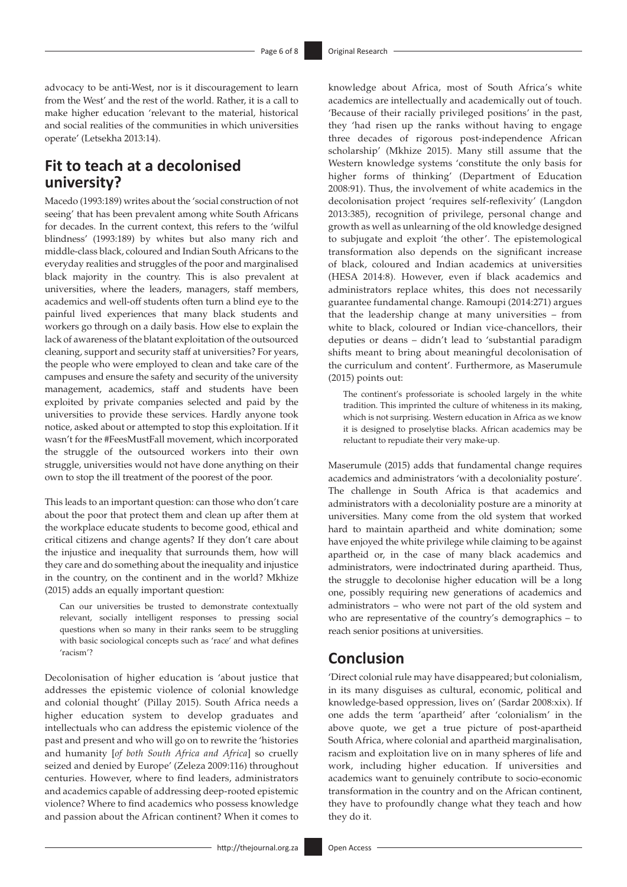advocacy to be anti-West, nor is it discouragement to learn from the West' and the rest of the world. Rather, it is a call to make higher education 'relevant to the material, historical and social realities of the communities in which universities operate' (Letsekha 2013:14).

## Fit to teach at a decolonised university?

Macedo (1993:189) writes about the 'social construction of not seeing' that has been prevalent among white South Africans for decades. In the current context, this refers to the 'wilful blindness' (1993:189) by whites but also many rich and middle-class black, coloured and Indian South Africans to the everyday realities and struggles of the poor and marginalised black majority in the country. This is also prevalent at universities, where the leaders, managers, staff members, academics and well-off students often turn a blind eye to the painful lived experiences that many black students and workers go through on a daily basis. How else to explain the lack of awareness of the blatant exploitation of the outsourced cleaning, support and security staff at universities? For years, the people who were employed to clean and take care of the campuses and ensure the safety and security of the university management, academics, staff and students have been exploited by private companies selected and paid by the universities to provide these services. Hardly anyone took notice, asked about or attempted to stop this exploitation. If it wasn't for the #FeesMustFall movement, which incorporated the struggle of the outsourced workers into their own struggle, universities would not have done anything on their own to stop the ill treatment of the poorest of the poor.

This leads to an important question: can those who don't care about the poor that protect them and clean up after them at the workplace educate students to become good, ethical and critical citizens and change agents? If they don't care about the injustice and inequality that surrounds them, how will they care and do something about the inequality and injustice in the country, on the continent and in the world? Mkhize (2015) adds an equally important question:

> Can our universities be trusted to demonstrate contextually relevant, socially intelligent responses to pressing social questions when so many in their ranks seem to be struggling with basic sociological concepts such as 'race' and what defines 'racism'?

Decolonisation of higher education is 'about justice that addresses the epistemic violence of colonial knowledge and colonial thought' (Pillay 2015). South Africa needs a higher education system to develop graduates and intellectuals who can address the epistemic violence of the past and present and who will go on to rewrite the 'histories and humanity [*of both South Africa and Africa*] so cruelly seized and denied by Europe' (Zeleza 2009:116) throughout centuries. However, where to find leaders, administrators and academics capable of addressing deep-rooted epistemic violence? Where to find academics who possess knowledge and passion about the African continent? When it comes to knowledge about Africa, most of South Africa's white academics are intellectually and academically out of touch. 'Because of their racially privileged positions' in the past, they 'had risen up the ranks without having to engage three decades of rigorous post-independence African scholarship' (Mkhize 2015). Many still assume that the Western knowledge systems 'constitute the only basis for higher forms of thinking' (Department of Education 2008:91). Thus, the involvement of white academics in the decolonisation project 'requires self-reflexivity' (Langdon 2013:385), recognition of privilege, personal change and growth as well as unlearning of the old knowledge designed to subjugate and exploit 'the other'. The epistemological transformation also depends on the significant increase of black, coloured and Indian academics at universities (HESA 2014:8). However, even if black academics and administrators replace whites, this does not necessarily guarantee fundamental change. Ramoupi (2014:271) argues that the leadership change at many universities – from white to black, coloured or Indian vice-chancellors, their deputies or deans – didn't lead to 'substantial paradigm shifts meant to bring about meaningful decolonisation of the curriculum and content'. Furthermore, as Maserumule (2015) points out:

> The continent's professoriate is schooled largely in the white tradition. This imprinted the culture of whiteness in its making, which is not surprising. Western education in Africa as we know it is designed to proselytise blacks. African academics may be reluctant to repudiate their very make-up.

Maserumule (2015) adds that fundamental change requires academics and administrators 'with a decoloniality posture'. The challenge in South Africa is that academics and administrators with a decoloniality posture are a minority at universities. Many come from the old system that worked hard to maintain apartheid and white domination; some have enjoyed the white privilege while claiming to be against apartheid or, in the case of many black academics and administrators, were indoctrinated during apartheid. Thus, the struggle to decolonise higher education will be a long one, possibly requiring new generations of academics and administrators – who were not part of the old system and who are representative of the country's demographics – to reach senior positions at universities.

## Conclusion

'Direct colonial rule may have disappeared; but colonialism, in its many disguises as cultural, economic, political and knowledge-based oppression, lives on' (Sardar 2008:xix). If one adds the term 'apartheid' after 'colonialism' in the above quote, we get a true picture of post-apartheid South Africa, where colonial and apartheid marginalisation, racism and exploitation live on in many spheres of life and work, including higher education. If universities and academics want to genuinely contribute to socio-economic transformation in the country and on the African continent, they have to profoundly change what they teach and how they do it.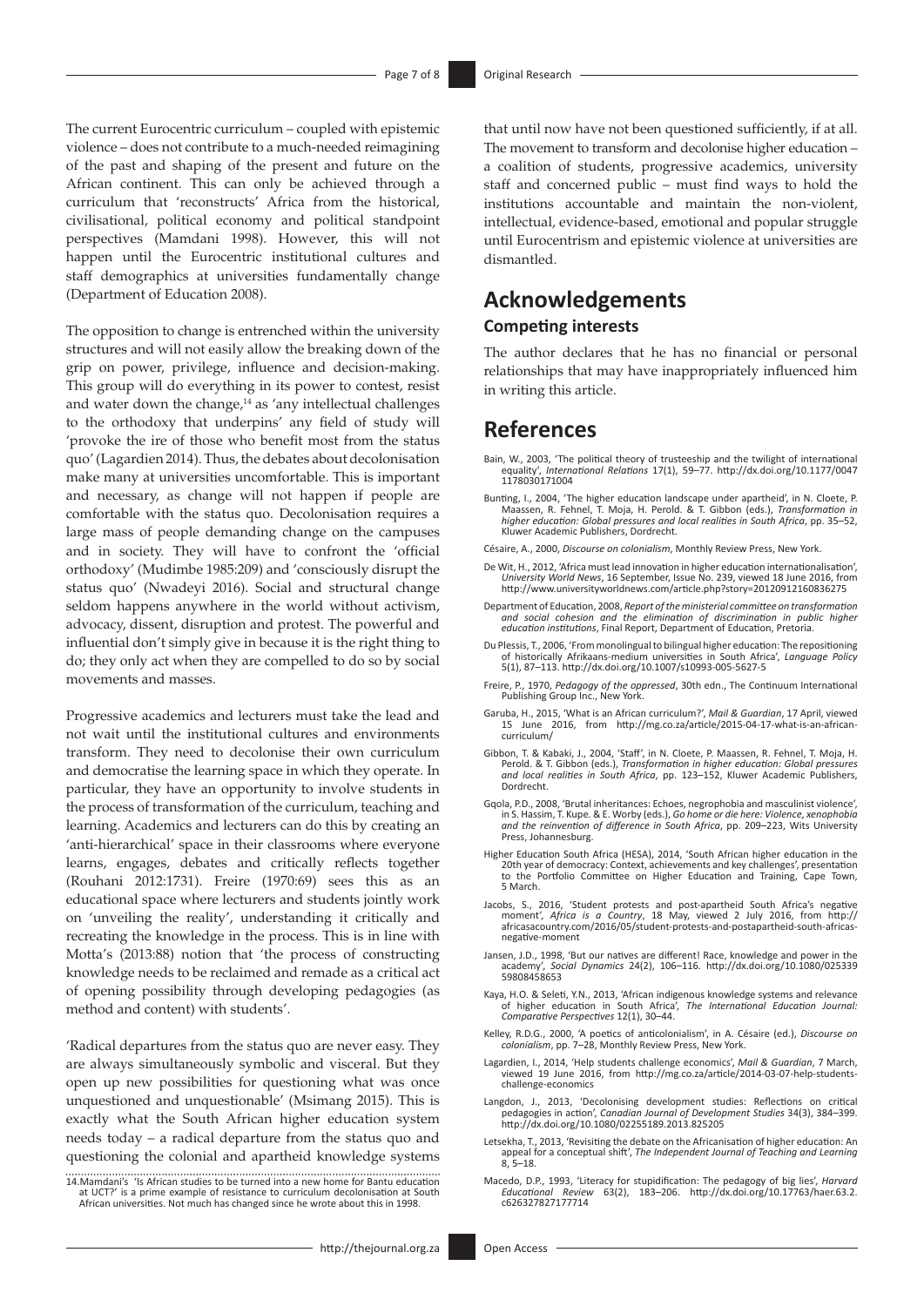The current Eurocentric curriculum – coupled with epistemic violence – does not contribute to a much-needed reimagining of the past and shaping of the present and future on the African continent. This can only be achieved through a curriculum that 'reconstructs' Africa from the historical, civilisational, political economy and political standpoint perspectives (Mamdani 1998). However, this will not happen until the Eurocentric institutional cultures and staff demographics at universities fundamentally change (Department of Education 2008).

The opposition to change is entrenched within the university structures and will not easily allow the breaking down of the grip on power, privilege, influence and decision-making. This group will do everything in its power to contest, resist and water down the change,[14] as 'any intellectual challenges to the orthodoxy that underpins' any field of study will 'provoke the ire of those who benefit most from the status quo' (Lagardien 2014). Thus, the debates about decolonisation make many at universities uncomfortable. This is important and necessary, as change will not happen if people are comfortable with the status quo. Decolonisation requires a large mass of people demanding change on the campuses and in society. They will have to confront the 'official orthodoxy' (Mudimbe 1985:209) and 'consciously disrupt the status quo' (Nwadeyi 2016). Social and structural change seldom happens anywhere in the world without activism, advocacy, dissent, disruption and protest. The powerful and influential don't simply give in because it is the right thing to do; they only act when they are compelled to do so by social movements and masses.

Progressive academics and lecturers must take the lead and not wait until the institutional cultures and environments transform. They need to decolonise their own curriculum and democratise the learning space in which they operate. In particular, they have an opportunity to involve students in the process of transformation of the curriculum, teaching and learning. Academics and lecturers can do this by creating an 'anti-hierarchical' space in their classrooms where everyone learns, engages, debates and critically reflects together (Rouhani 2012:1731). Freire (1970:69) sees this as an educational space where lecturers and students jointly work on 'unveiling the reality', understanding it critically and recreating the knowledge in the process. This is in line with Motta's (2013:88) notion that 'the process of constructing knowledge needs to be reclaimed and remade as a critical act of opening possibility through developing pedagogies (as method and content) with students'.

'Radical departures from the status quo are never easy. They are always simultaneously symbolic and visceral. But they open up new possibilities for questioning what was once unquestioned and unquestionable' (Msimang 2015). This is exactly what the South African higher education system needs today – a radical departure from the status quo and questioning the colonial and apartheid knowledge systems that until now have not been questioned sufficiently, if at all. The movement to transform and decolonise higher education – a coalition of students, progressive academics, university staff and concerned public – must find ways to hold the institutions accountable and maintain the non-violent, intellectual, evidence-based, emotional and popular struggle until Eurocentrism and epistemic violence at universities are dismantled.

# Acknowledgements

## Competing interests

The author declares that he has no financial or personal relationships that may have inappropriately influenced him in writing this article.

# References

Bain, W., 2003, 'The political theory of trusteeship and the twilight of international equality', *International Relations* 17(1), 59–77. http://dx.doi.org/10.1177/0047 1178030171004

Bunting, I., 2004, 'The higher education landscape under apartheid', in N. Cloete, P. Maassen, R. Fehnel, T. Moja, H. Perold. & T. Gibbon (eds.), *Transformation in higher education: Global pressures and local realities in South Africa*, pp. 35–52, Kluwer Academic Publishers, Dordrecht.

Césaire, A., 2000, *Discourse on colonialism*, Monthly Review Press, New York.

De Wit, H., 2012, 'Africa must lead innovation in higher education internationalisation', *University World News*, 16 September, Issue No. 239, viewed 18 June 2016, from http://www.universityworldnews.com/article.php?story=20120912160836275

Department of Education, 2008, *Report of the ministerial committee on transformation and social cohesion and the elimination of discrimination in public higher education institutions*, Final Report, Department of Education, Pretoria.

Du Plessis, T., 2006, 'From monolingual to bilingual higher education: The repositioning of historically Afrikaans-medium universities in South Africa', *Language Policy* 5(1), 87–113. http://dx.doi.org/10.1007/s10993-005-5627-5

Freire, P., 1970, *Pedagogy of the oppressed*, 30th edn., The Continuum International Publishing Group Inc., New York.

Garuba, H., 2015, 'What is an African curriculum?', *Mail & Guardian*, 17 April, viewed 15 June 2016, from http://mg.co.za/article/2015-04-17-what-is-an-african-curriculum/

Gibbon, T. & Kabaki, J., 2004, 'Staff', in N. Cloete, P. Maassen, R. Fehnel, T. Moja, H. Perold. & T. Gibbon (eds.), *Transformation in higher education: Global pressures and local realities in South Africa*, pp. 123–152, Kluwer Academic Publishers, Dordrecht.

Gqola, P.D., 2008, 'Brutal inheritances: Echoes, negrophobia and masculinist violence', in S. Hassim, T. Kupe. & E. Worby (eds.), *Go home or die here: Violence, xenophobia and the reinvention of difference in South Africa*, pp. 209–223, Wits University Press, Johannesburg.

Higher Education South Africa (HESA), 2014, 'South African higher education in the 20th year of democracy: Context, achievements and key challenges', presentation to the Portfolio Committee on Higher Education and Training, Cape Town, 5 March.

Jacobs, S., 2016, 'Student protests and post-apartheid South Africa's negative moment', *Africa is a Country*, 18 May, viewed 2 July 2016, from http://africasacountry.com/2016/05/student-protests-and-postapartheid-south-africas-negative-moment

Jansen, J.D., 1998, 'But our natives are different! Race, knowledge and power in the academy', *Social Dynamics* 24(2), 106–116. http://dx.doi.org/10.1080/025339 59808458653

Kaya, H.O. & Seleti, Y.N., 2013, 'African indigenous knowledge systems and relevance of higher education in South Africa', *The International Education Journal: Comparative Perspectives* 12(1), 30–44.

Kelley, R.D.G., 2000, 'A poetics of anticolonialism', in A. Césaire (ed.), *Discourse on colonialism*, pp. 7–28, Monthly Review Press, New York.

Lagardien, I., 2014, 'Help students challenge economics', *Mail & Guardian*, 7 March, viewed 19 June 2016, from http://mg.co.za/article/2014-03-07-help-students-challenge-economics

Langdon, J., 2013, 'Decolonising development studies: Reflections on critical pedagogies in action', *Canadian Journal of Development Studies* 34(3), 384–399. http://dx.doi.org/10.1080/02255189.2013.825205

Letsekha, T., 2013, 'Revisiting the debate on the Africanisation of higher education: An appeal for a conceptual shift', *The Independent Journal of Teaching and Learning* 8, 5–18.

Macedo, D.P., 1993, 'Literacy for stupidification: The pedagogy of big lies', *Harvard Educational Review* 63(2), 183–206. http://dx.doi.org/10.17763/haer.63.2.c626327827177714

---

14. Mamdani's 'Is African studies to be turned into a new home for Bantu education at UCT?' is a prime example of resistance to curriculum decolonisation at South African universities. Not much has changed since he wrote about this in 1998.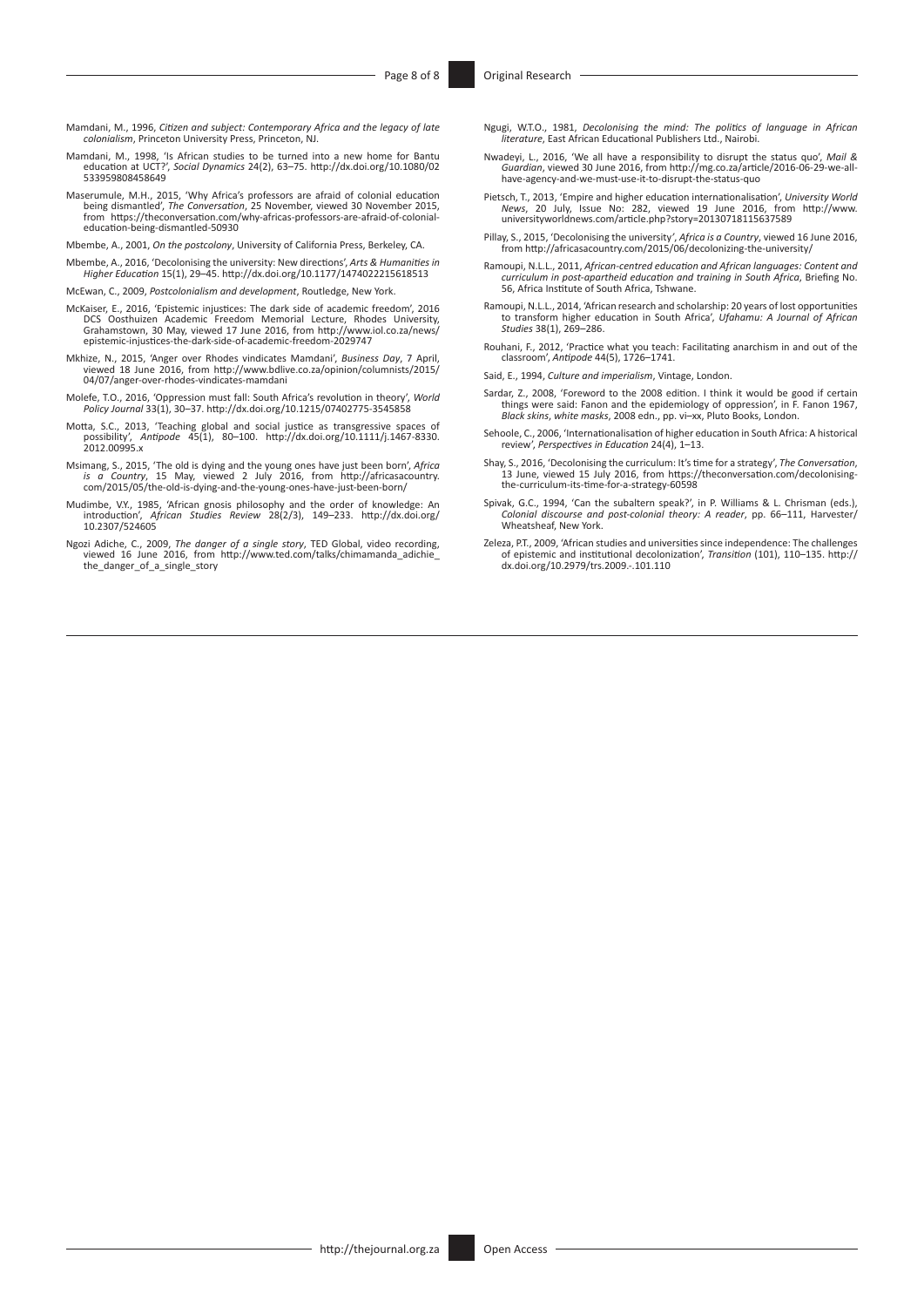Mamdani, M., 1996, *Citizen and subject: Contemporary Africa and the legacy of late colonialism*, Princeton University Press, Princeton, NJ.

Mamdani, M., 1998, 'Is African studies to be turned into a new home for Bantu education at UCT?', *Social Dynamics* 24(2), 63–75. http://dx.doi.org/10.1080/02533959808458649

Maserumule, M.H., 2015, 'Why Africa's professors are afraid of colonial education being dismantled', *The Conversation*, 25 November, viewed 30 November 2015, from https://theconversation.com/why-africas-professors-are-afraid-of-colonial-education-being-dismantled-50930

Mbembe, A., 2001, *On the postcolony*, University of California Press, Berkeley, CA.

Mbembe, A., 2016, 'Decolonising the university: New directions', *Arts & Humanities in Higher Education* 15(1), 29–45. http://dx.doi.org/10.1177/1474022215618513

McEwan, C., 2009, *Postcolonialism and development*, Routledge, New York.

McKaiser, E., 2016, 'Epistemic injustices: The dark side of academic freedom', 2016 DCS Oosthuizen Academic Freedom Memorial Lecture, Rhodes University, Grahamstown, 30 May, viewed 17 June 2016, from http://www.iol.co.za/news/epistemic-injustices-the-dark-side-of-academic-freedom-2029747

Mkhize, N., 2015, 'Anger over Rhodes vindicates Mamdani', *Business Day*, 7 April, viewed 18 June 2016, from http://www.bdlive.co.za/opinion/columnists/2015/04/07/anger-over-rhodes-vindicates-mamdani

Molefe, T.O., 2016, 'Oppression must fall: South Africa's revolution in theory', *World Policy Journal* 33(1), 30–37. http://dx.doi.org/10.1215/07402775-3545858

Motta, S.C., 2013, 'Teaching global and social justice as transgressive spaces of possibility', *Antipode* 45(1), 80–100. http://dx.doi.org/10.1111/j.1467-8330.2012.00995.x

Msimang, S., 2015, 'The old is dying and the young ones have just been born', *Africa is a Country*, 15 May, viewed 2 July 2016, from http://africasacountry.com/2015/05/the-old-is-dying-and-the-young-ones-have-just-been-born/

Mudimbe, V.Y., 1985, 'African gnosis philosophy and the order of knowledge: An introduction', *African Studies Review* 28(2/3), 149–233. http://dx.doi.org/10.2307/524605

Ngozi Adiche, C., 2009, *The danger of a single story*, TED Global, video recording, viewed 16 June 2016, from http://www.ted.com/talks/chimamanda_adichie_the_danger_of_a_single_story

Ngugi, W.T.O., 1981, *Decolonising the mind: The politics of language in African literature*, East African Educational Publishers Ltd., Nairobi.

Nwadeyi, L., 2016, 'We all have a responsibility to disrupt the status quo', *Mail & Guardian*, viewed 30 June 2016, from http://mg.co.za/article/2016-06-29-we-all-have-agency-and-we-must-use-it-to-disrupt-the-status-quo

Pietsch, T., 2013, 'Empire and higher education internationalisation', *University World News*, 20 July, Issue No: 282, viewed 19 June 2016, from http://www.universityworldnews.com/article.php?story=20130718115637589

Pillay, S., 2015, 'Decolonising the university', *Africa is a Country*, viewed 16 June 2016, from http://africasacountry.com/2015/06/decolonizing-the-university/

Ramoupi, N.L.L., 2011, *African-centred education and African languages: Content and curriculum in post-apartheid education and training in South Africa*, Briefing No. 56, Africa Institute of South Africa, Tshwane.

Ramoupi, N.L.L., 2014, 'African research and scholarship: 20 years of lost opportunities to transform higher education in South Africa', *Ufahamu: A Journal of African Studies* 38(1), 269–286.

Rouhani, F., 2012, 'Practice what you teach: Facilitating anarchism in and out of the classroom', *Antipode* 44(5), 1726–1741.

Said, E., 1994, *Culture and imperialism*, Vintage, London.

Sardar, Z., 2008, 'Foreword to the 2008 edition. I think it would be good if certain things were said: Fanon and the epidemiology of oppression', in F. Fanon 1967, *Black skins, white masks*, 2008 edn., pp. vi–xx, Pluto Books, London.

Sehoole, C., 2006, 'Internationalisation of higher education in South Africa: A historical review', *Perspectives in Education* 24(4), 1–13.

Shay, S., 2016, 'Decolonising the curriculum: It's time for a strategy', *The Conversation*, 13 June, viewed 15 July 2016, from https://theconversation.com/decolonising-the-curriculum-its-time-for-a-strategy-60598

Spivak, G.C., 1994, 'Can the subaltern speak?', in P. Williams & L. Chrisman (eds.), *Colonial discourse and post-colonial theory: A reader*, pp. 66–111, Harvester/Wheatsheaf, New York.

Zeleza, P.T., 2009, 'African studies and universities since independence: The challenges of epistemic and institutional decolonization', *Transition* (101), 110–135. http://dx.doi.org/10.2979/trs.2009.-.101.110